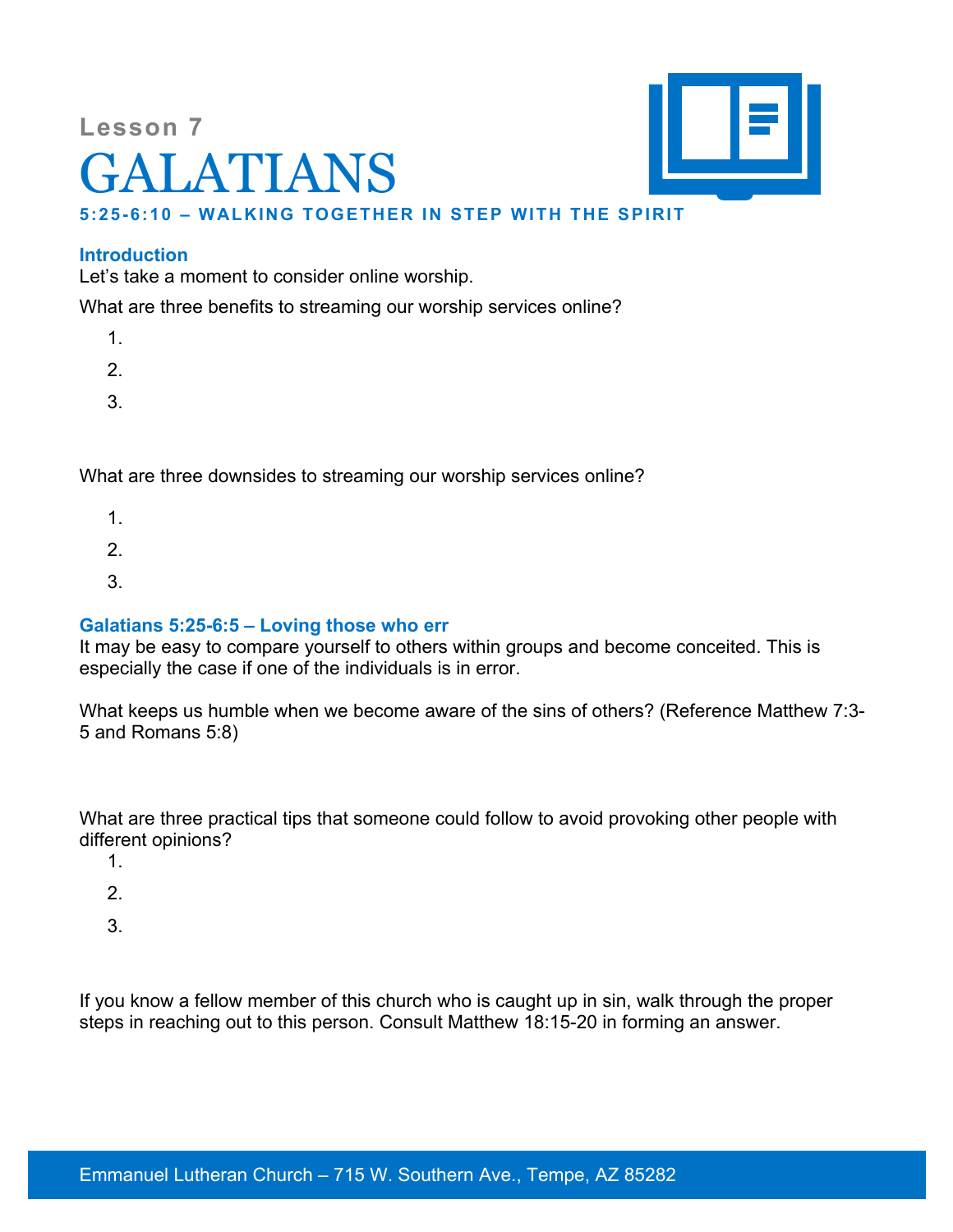Lesson 7

# GALATIANS

### 5:25-6:10 – WALKING TOGETHER IN STEP WITH THE SPIRIT

## Introduction

Let's take a moment to consider online worship.

What are three benefits to streaming our worship services online?

1.
2.
3.

What are three downsides to streaming our worship services online?

1.
2.
3.

## Galatians 5:25-6:5 – Loving those who err

It may be easy to compare yourself to others within groups and become conceited. This is especially the case if one of the individuals is in error.

What keeps us humble when we become aware of the sins of others? (Reference Matthew 7:3-5 and Romans 5:8)

What are three practical tips that someone could follow to avoid provoking other people with different opinions?

1.
2.
3.

If you know a fellow member of this church who is caught up in sin, walk through the proper steps in reaching out to this person. Consult Matthew 18:15-20 in forming an answer.

Emmanuel Lutheran Church – 715 W. Southern Ave., Tempe, AZ 85282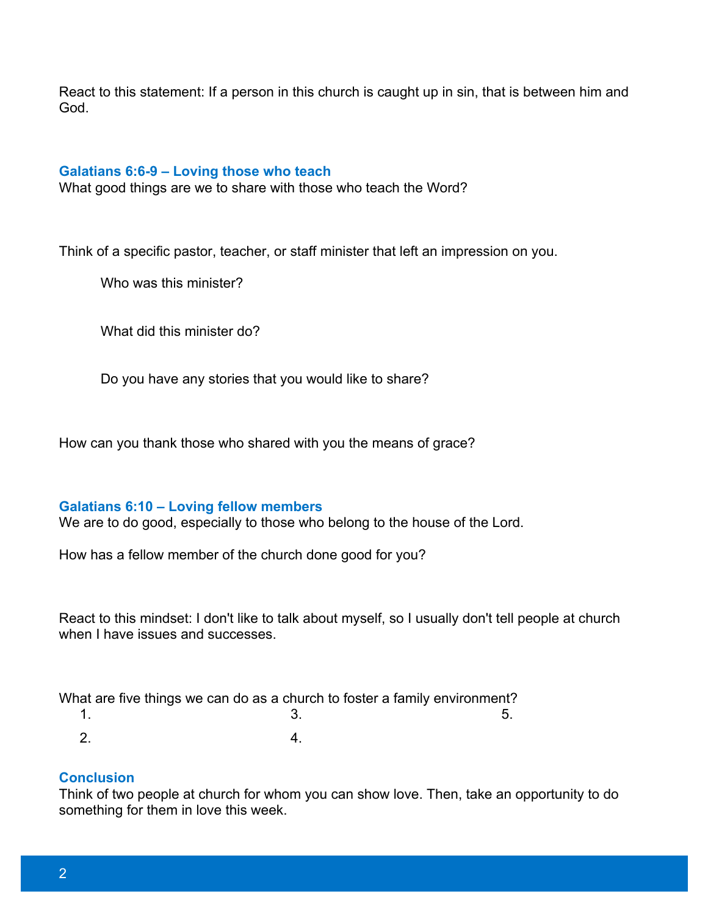React to this statement: If a person in this church is caught up in sin, that is between him and God.

### Galatians 6:6-9 – Loving those who teach

What good things are we to share with those who teach the Word?

Think of a specific pastor, teacher, or staff minister that left an impression on you.

Who was this minister?

What did this minister do?

Do you have any stories that you would like to share?

How can you thank those who shared with you the means of grace?

### Galatians 6:10 – Loving fellow members

We are to do good, especially to those who belong to the house of the Lord.

How has a fellow member of the church done good for you?

React to this mindset: I don't like to talk about myself, so I usually don't tell people at church when I have issues and successes.

What are five things we can do as a church to foster a family environment?

1.
2.
3.
4.
5.

### Conclusion

Think of two people at church for whom you can show love. Then, take an opportunity to do something for them in love this week.